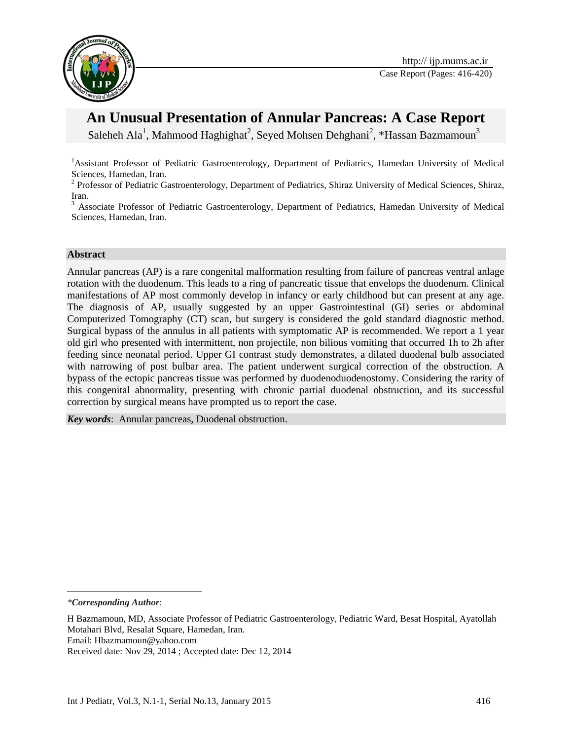# An Unusual Presentation of Annular Pancreas: A Case Report

Saleheh Ala[1], Mahmood Haghighat[2], Seyed Mohsen Dehghani[2], *Hassan Bazmamoun[3]

[1]Assistant Professor of Pediatric Gastroenterology, Department of Pediatrics, Hamedan University of Medical Sciences, Hamedan, Iran.

[2] Professor of Pediatric Gastroenterology, Department of Pediatrics, Shiraz University of Medical Sciences, Shiraz, Iran.

[3] Associate Professor of Pediatric Gastroenterology, Department of Pediatrics, Hamedan University of Medical Sciences, Hamedan, Iran.

## Abstract

Annular pancreas (AP) is a rare congenital malformation resulting from failure of pancreas ventral anlage rotation with the duodenum. This leads to a ring of pancreatic tissue that envelops the duodenum. Clinical manifestations of AP most commonly develop in infancy or early childhood but can present at any age. The diagnosis of AP, usually suggested by an upper Gastrointestinal (GI) series or abdominal Computerized Tomography (CT) scan, but surgery is considered the gold standard diagnostic method. Surgical bypass of the annulus in all patients with symptomatic AP is recommended. We report a 1 year old girl who presented with intermittent, non projectile, non bilious vomiting that occurred 1h to 2h after feeding since neonatal period. Upper GI contrast study demonstrates, a dilated duodenal bulb associated with narrowing of post bulbar area. The patient underwent surgical correction of the obstruction. A bypass of the ectopic pancreas tissue was performed by duodenoduodenostomy. Considering the rarity of this congenital abnormality, presenting with chronic partial duodenal obstruction, and its successful correction by surgical means have prompted us to report the case.

***Key words***: Annular pancreas, Duodenal obstruction.

---

*\*Corresponding Author*:

H Bazmamoun, MD, Associate Professor of Pediatric Gastroenterology, Pediatric Ward, Besat Hospital, Ayatollah Motahari Blvd, Resalat Square, Hamedan, Iran.

Email: Hbazmamoun@yahoo.com

Received date: Nov 29, 2014 ; Accepted date: Dec 12, 2014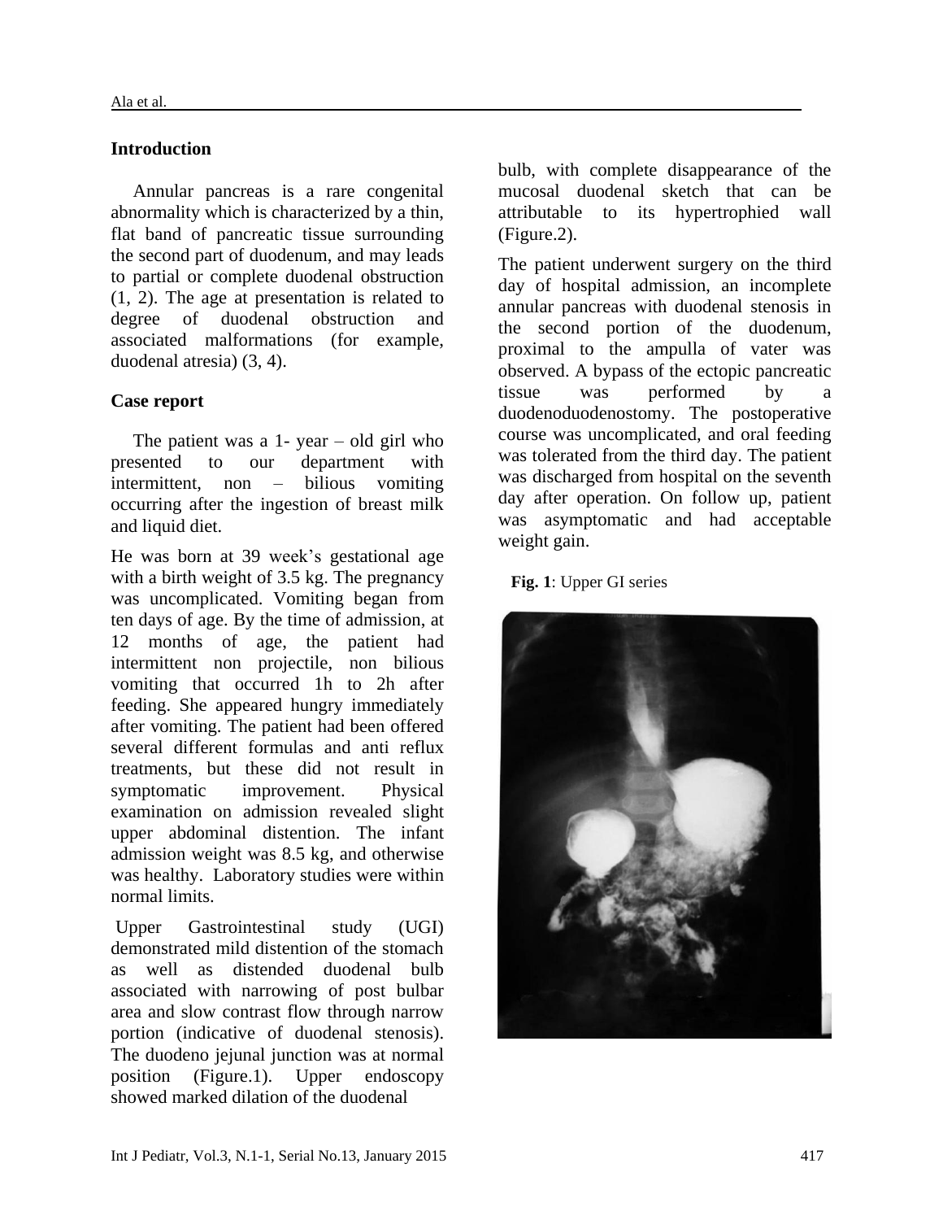## Introduction

Annular pancreas is a rare congenital abnormality which is characterized by a thin, flat band of pancreatic tissue surrounding the second part of duodenum, and may leads to partial or complete duodenal obstruction (1, 2). The age at presentation is related to degree of duodenal obstruction and associated malformations (for example, duodenal atresia) (3, 4).

## Case report

The patient was a 1- year – old girl who presented to our department with intermittent, non – bilious vomiting occurring after the ingestion of breast milk and liquid diet.

He was born at 39 week's gestational age with a birth weight of 3.5 kg. The pregnancy was uncomplicated. Vomiting began from ten days of age. By the time of admission, at 12 months of age, the patient had intermittent non projectile, non bilious vomiting that occurred 1h to 2h after feeding. She appeared hungry immediately after vomiting. The patient had been offered several different formulas and anti reflux treatments, but these did not result in symptomatic improvement. Physical examination on admission revealed slight upper abdominal distention. The infant admission weight was 8.5 kg, and otherwise was healthy. Laboratory studies were within normal limits.

Upper Gastrointestinal study (UGI) demonstrated mild distention of the stomach as well as distended duodenal bulb associated with narrowing of post bulbar area and slow contrast flow through narrow portion (indicative of duodenal stenosis). The duodeno jejunal junction was at normal position (Figure.1). Upper endoscopy showed marked dilation of the duodenal bulb, with complete disappearance of the mucosal duodenal sketch that can be attributable to its hypertrophied wall (Figure.2).

The patient underwent surgery on the third day of hospital admission, an incomplete annular pancreas with duodenal stenosis in the second portion of the duodenum, proximal to the ampulla of vater was observed. A bypass of the ectopic pancreatic tissue was performed by a duodenoduodenostomy. The postoperative course was uncomplicated, and oral feeding was tolerated from the third day. The patient was discharged from hospital on the seventh day after operation. On follow up, patient was asymptomatic and had acceptable weight gain.

**Fig. 1**: Upper GI series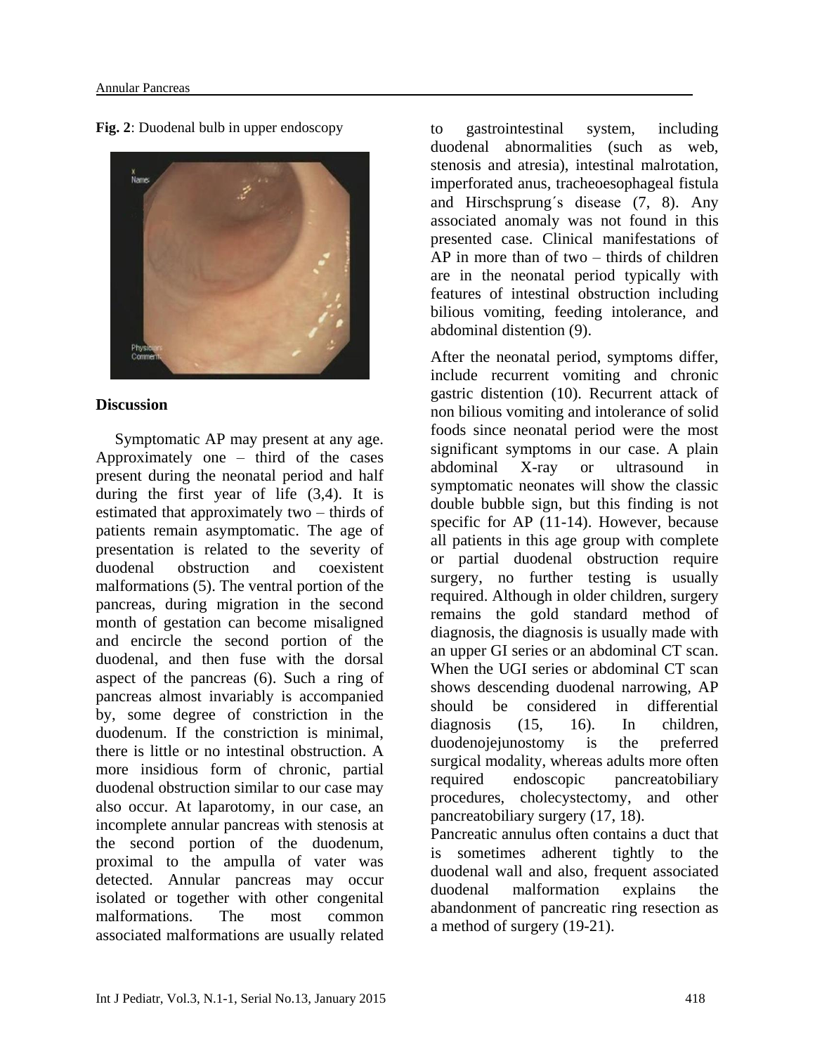**Fig. 2**: Duodenal bulb in upper endoscopy

## Discussion

Symptomatic AP may present at any age. Approximately one – third of the cases present during the neonatal period and half during the first year of life (3,4). It is estimated that approximately two – thirds of patients remain asymptomatic. The age of presentation is related to the severity of duodenal obstruction and coexistent malformations (5). The ventral portion of the pancreas, during migration in the second month of gestation can become misaligned and encircle the second portion of the duodenal, and then fuse with the dorsal aspect of the pancreas (6). Such a ring of pancreas almost invariably is accompanied by, some degree of constriction in the duodenum. If the constriction is minimal, there is little or no intestinal obstruction. A more insidious form of chronic, partial duodenal obstruction similar to our case may also occur. At laparotomy, in our case, an incomplete annular pancreas with stenosis at the second portion of the duodenum, proximal to the ampulla of vater was detected. Annular pancreas may occur isolated or together with other congenital malformations. The most common associated malformations are usually related to gastrointestinal system, including duodenal abnormalities (such as web, stenosis and atresia), intestinal malrotation, imperforated anus, tracheoesophageal fistula and Hirschsprung´s disease (7, 8). Any associated anomaly was not found in this presented case. Clinical manifestations of AP in more than of two – thirds of children are in the neonatal period typically with features of intestinal obstruction including bilious vomiting, feeding intolerance, and abdominal distention (9).

After the neonatal period, symptoms differ, include recurrent vomiting and chronic gastric distention (10). Recurrent attack of non bilious vomiting and intolerance of solid foods since neonatal period were the most significant symptoms in our case. A plain abdominal X-ray or ultrasound in symptomatic neonates will show the classic double bubble sign, but this finding is not specific for AP (11-14). However, because all patients in this age group with complete or partial duodenal obstruction require surgery, no further testing is usually required. Although in older children, surgery remains the gold standard method of diagnosis, the diagnosis is usually made with an upper GI series or an abdominal CT scan. When the UGI series or abdominal CT scan shows descending duodenal narrowing, AP should be considered in differential diagnosis (15, 16). In children, duodenojejunostomy is the preferred surgical modality, whereas adults more often required endoscopic pancreatobiliary procedures, cholecystectomy, and other pancreatobiliary surgery (17, 18).

Pancreatic annulus often contains a duct that is sometimes adherent tightly to the duodenal wall and also, frequent associated duodenal malformation explains the abandonment of pancreatic ring resection as a method of surgery (19-21).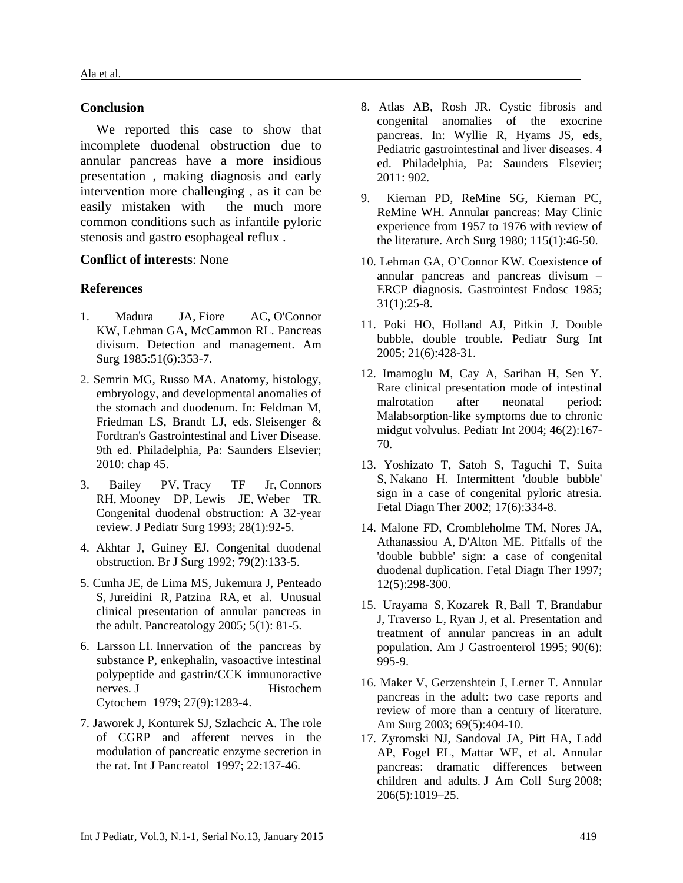## Conclusion

We reported this case to show that incomplete duodenal obstruction due to annular pancreas have a more insidious presentation , making diagnosis and early intervention more challenging , as it can be easily mistaken with the much more common conditions such as infantile pyloric stenosis and gastro esophageal reflux .

**Conflict of interests**: None

## References

1. Madura JA, Fiore AC, O'Connor KW, Lehman GA, McCammon RL. Pancreas divisum. Detection and management. Am Surg 1985:51(6):353-7.
2. Semrin MG, Russo MA. Anatomy, histology, embryology, and developmental anomalies of the stomach and duodenum. In: Feldman M, Friedman LS, Brandt LJ, eds. Sleisenger & Fordtran's Gastrointestinal and Liver Disease. 9th ed. Philadelphia, Pa: Saunders Elsevier; 2010: chap 45.
3. Bailey PV, Tracy TF Jr, Connors RH, Mooney DP, Lewis JE, Weber TR. Congenital duodenal obstruction: A 32-year review. J Pediatr Surg 1993; 28(1):92-5.
4. Akhtar J, Guiney EJ. Congenital duodenal obstruction. Br J Surg 1992; 79(2):133-5.
5. Cunha JE, de Lima MS, Jukemura J, Penteado S, Jureidini R, Patzina RA, et al. Unusual clinical presentation of annular pancreas in the adult. Pancreatology 2005; 5(1): 81-5.
6. Larsson LI. Innervation of the pancreas by substance P, enkephalin, vasoactive intestinal polypeptide and gastrin/CCK immunoractive nerves. J Histochem Cytochem 1979; 27(9):1283-4.
7. Jaworek J, Konturek SJ, Szlachcic A. The role of CGRP and afferent nerves in the modulation of pancreatic enzyme secretion in the rat. Int J Pancreatol 1997; 22:137-46.
8. Atlas AB, Rosh JR. Cystic fibrosis and congenital anomalies of the exocrine pancreas. In: Wyllie R, Hyams JS, eds, Pediatric gastrointestinal and liver diseases. 4 ed. Philadelphia, Pa: Saunders Elsevier; 2011: 902.
9. Kiernan PD, ReMine SG, Kiernan PC, ReMine WH. Annular pancreas: May Clinic experience from 1957 to 1976 with review of the literature. Arch Surg 1980; 115(1):46-50.
10. Lehman GA, O'Connor KW. Coexistence of annular pancreas and pancreas divisum – ERCP diagnosis. Gastrointest Endosc 1985; 31(1):25-8.
11. Poki HO, Holland AJ, Pitkin J. Double bubble, double trouble. Pediatr Surg Int 2005; 21(6):428-31.
12. Imamoglu M, Cay A, Sarihan H, Sen Y. Rare clinical presentation mode of intestinal malrotation after neonatal period: Malabsorption-like symptoms due to chronic midgut volvulus. Pediatr Int 2004; 46(2):167-70.
13. Yoshizato T, Satoh S, Taguchi T, Suita S, Nakano H. Intermittent 'double bubble' sign in a case of congenital pyloric atresia. Fetal Diagn Ther 2002; 17(6):334-8.
14. Malone FD, Crombleholme TM, Nores JA, Athanassiou A, D'Alton ME. Pitfalls of the 'double bubble' sign: a case of congenital duodenal duplication. Fetal Diagn Ther 1997; 12(5):298-300.
15. Urayama S, Kozarek R, Ball T, Brandabur J, Traverso L, Ryan J, et al. Presentation and treatment of annular pancreas in an adult population. Am J Gastroenterol 1995; 90(6): 995-9.
16. Maker V, Gerzenshtein J, Lerner T. Annular pancreas in the adult: two case reports and review of more than a century of literature. Am Surg 2003; 69(5):404-10.
17. Zyromski NJ, Sandoval JA, Pitt HA, Ladd AP, Fogel EL, Mattar WE, et al. Annular pancreas: dramatic differences between children and adults. J Am Coll Surg 2008; 206(5):1019–25.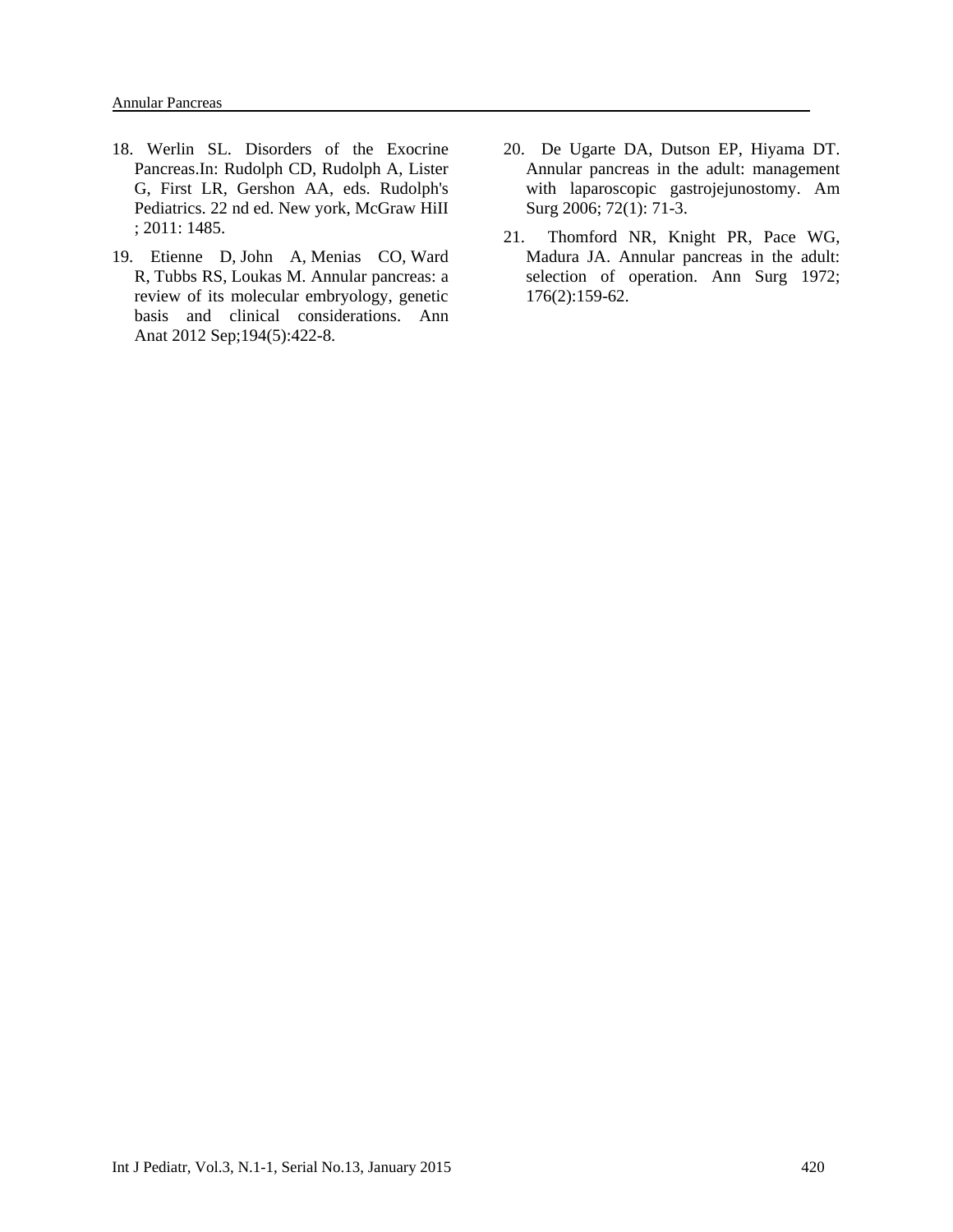18. Werlin SL. Disorders of the Exocrine Pancreas.In: Rudolph CD, Rudolph A, Lister G, First LR, Gershon AA, eds. Rudolph's Pediatrics. 22 nd ed. New york, McGraw HiII ; 2011: 1485.

19. Etienne D, John A, Menias CO, Ward R, Tubbs RS, Loukas M. Annular pancreas: a review of its molecular embryology, genetic basis and clinical considerations. Ann Anat 2012 Sep;194(5):422-8.

20. De Ugarte DA, Dutson EP, Hiyama DT. Annular pancreas in the adult: management with laparoscopic gastrojejunostomy. Am Surg 2006; 72(1): 71-3.

21. Thomford NR, Knight PR, Pace WG, Madura JA. Annular pancreas in the adult: selection of operation. Ann Surg 1972; 176(2):159-62.